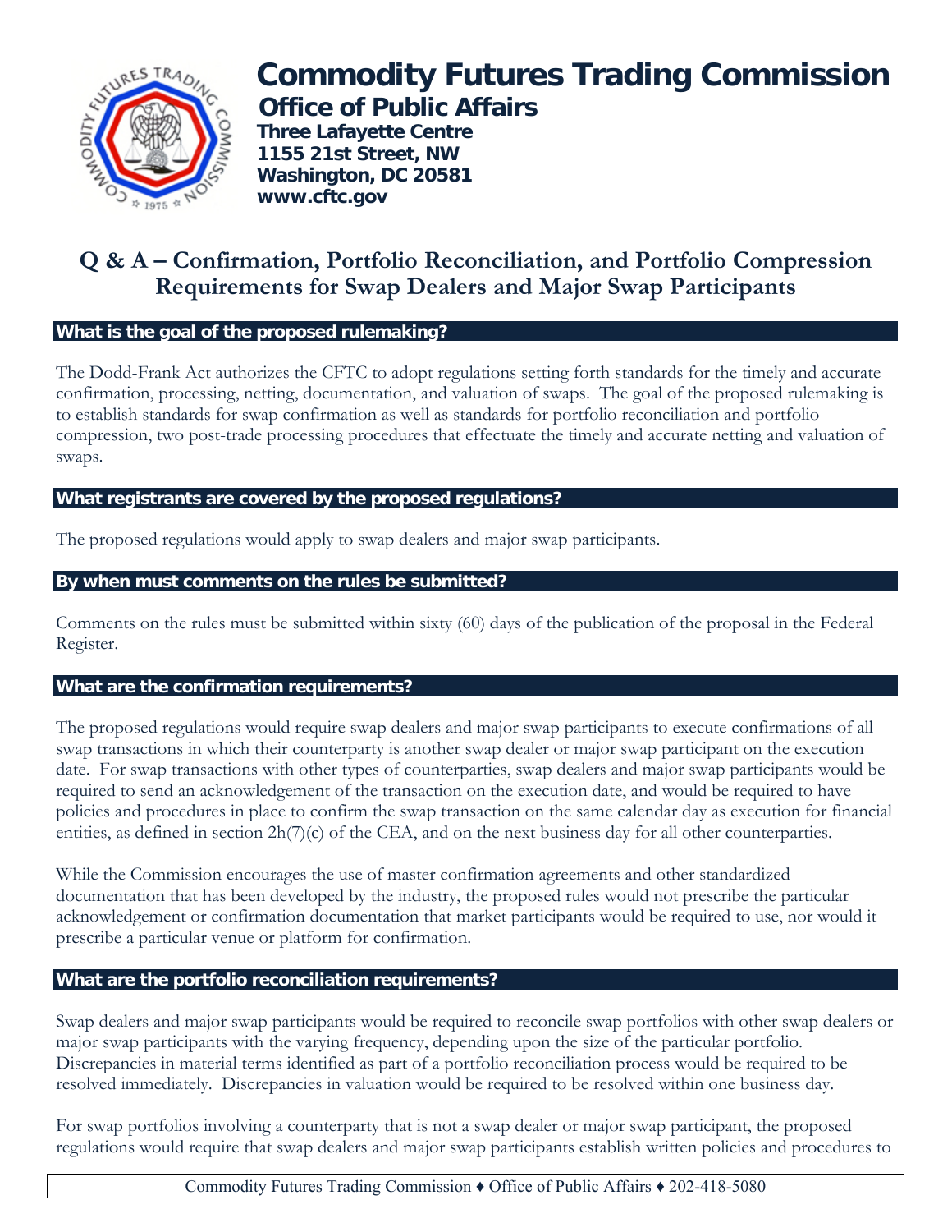# Commodity Futures Trading Commission

## Office of Public Affairs

**Three Lafayette Centre**
**1155 21st Street, NW**
**Washington, DC 20581**
**www.cftc.gov**

## Q & A – Confirmation, Portfolio Reconciliation, and Portfolio Compression Requirements for Swap Dealers and Major Swap Participants

### What is the goal of the proposed rulemaking?

The Dodd-Frank Act authorizes the CFTC to adopt regulations setting forth standards for the timely and accurate confirmation, processing, netting, documentation, and valuation of swaps. The goal of the proposed rulemaking is to establish standards for swap confirmation as well as standards for portfolio reconciliation and portfolio compression, two post-trade processing procedures that effectuate the timely and accurate netting and valuation of swaps.

### What registrants are covered by the proposed regulations?

The proposed regulations would apply to swap dealers and major swap participants.

### By when must comments on the rules be submitted?

Comments on the rules must be submitted within sixty (60) days of the publication of the proposal in the Federal Register.

### What are the confirmation requirements?

The proposed regulations would require swap dealers and major swap participants to execute confirmations of all swap transactions in which their counterparty is another swap dealer or major swap participant on the execution date. For swap transactions with other types of counterparties, swap dealers and major swap participants would be required to send an acknowledgement of the transaction on the execution date, and would be required to have policies and procedures in place to confirm the swap transaction on the same calendar day as execution for financial entities, as defined in section 2h(7)(c) of the CEA, and on the next business day for all other counterparties.

While the Commission encourages the use of master confirmation agreements and other standardized documentation that has been developed by the industry, the proposed rules would not prescribe the particular acknowledgement or confirmation documentation that market participants would be required to use, nor would it prescribe a particular venue or platform for confirmation.

### What are the portfolio reconciliation requirements?

Swap dealers and major swap participants would be required to reconcile swap portfolios with other swap dealers or major swap participants with the varying frequency, depending upon the size of the particular portfolio. Discrepancies in material terms identified as part of a portfolio reconciliation process would be required to be resolved immediately. Discrepancies in valuation would be required to be resolved within one business day.

For swap portfolios involving a counterparty that is not a swap dealer or major swap participant, the proposed regulations would require that swap dealers and major swap participants establish written policies and procedures to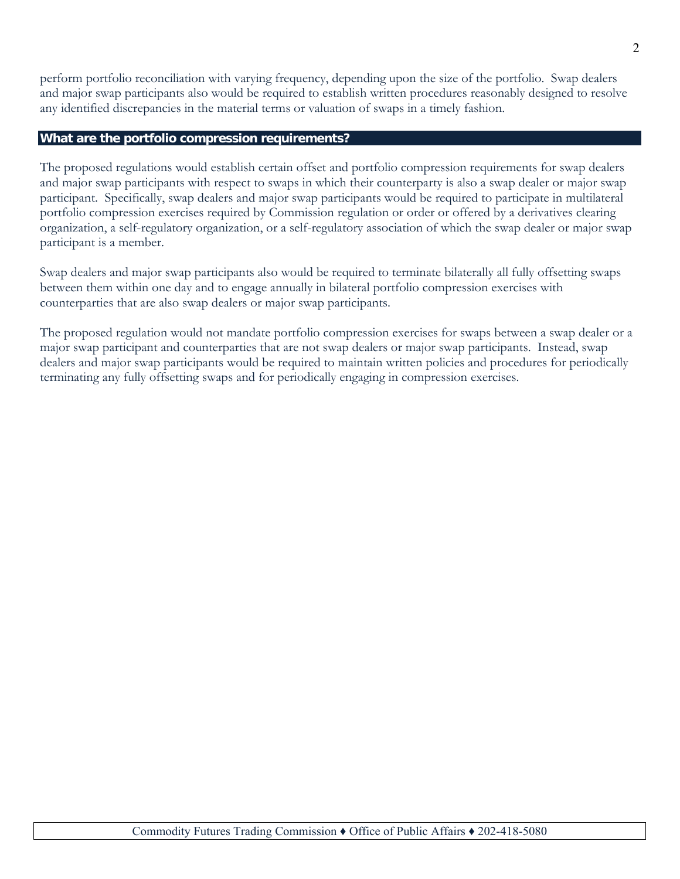perform portfolio reconciliation with varying frequency, depending upon the size of the portfolio. Swap dealers and major swap participants also would be required to establish written procedures reasonably designed to resolve any identified discrepancies in the material terms or valuation of swaps in a timely fashion.

## What are the portfolio compression requirements?

The proposed regulations would establish certain offset and portfolio compression requirements for swap dealers and major swap participants with respect to swaps in which their counterparty is also a swap dealer or major swap participant. Specifically, swap dealers and major swap participants would be required to participate in multilateral portfolio compression exercises required by Commission regulation or order or offered by a derivatives clearing organization, a self-regulatory organization, or a self-regulatory association of which the swap dealer or major swap participant is a member.

Swap dealers and major swap participants also would be required to terminate bilaterally all fully offsetting swaps between them within one day and to engage annually in bilateral portfolio compression exercises with counterparties that are also swap dealers or major swap participants.

The proposed regulation would not mandate portfolio compression exercises for swaps between a swap dealer or a major swap participant and counterparties that are not swap dealers or major swap participants. Instead, swap dealers and major swap participants would be required to maintain written policies and procedures for periodically terminating any fully offsetting swaps and for periodically engaging in compression exercises.